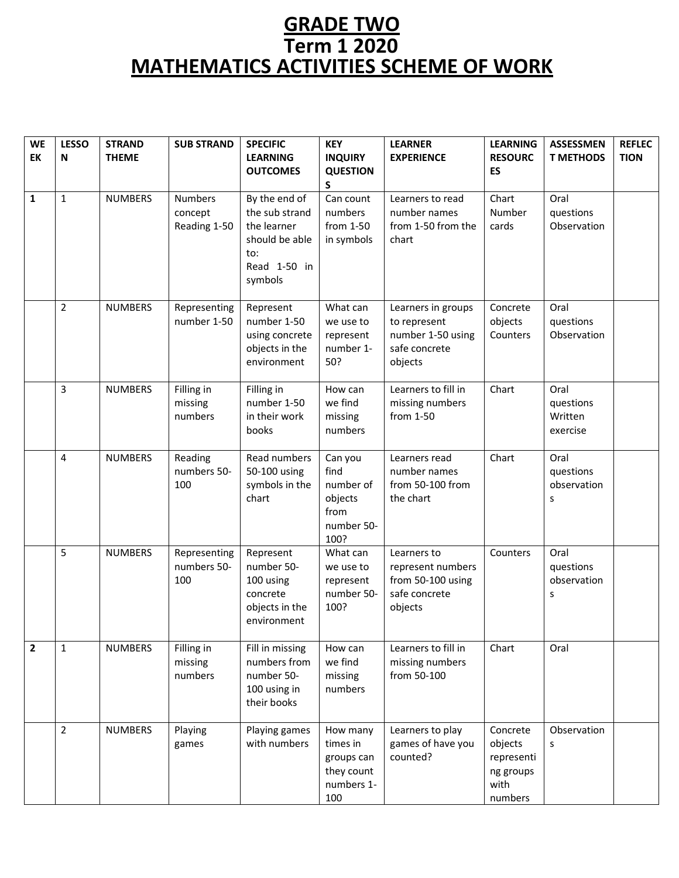# GRADE TWO
# Term 1 2020
# MATHEMATICS ACTIVITIES SCHEME OF WORK

| WEEK | LESSON | STRAND THEME | SUB STRAND | SPECIFIC LEARNING OUTCOMES | KEY INQUIRY QUESTIONS | LEARNER EXPERIENCE | LEARNING RESOURCES | ASSESSMENT METHODS | REFLECTION |
|---|---|---|---|---|---|---|---|---|---|
| **1** | 1 | NUMBERS | Numbers concept Reading 1-50 | By the end of the sub strand the learner should be able to: Read 1-50 in symbols | Can count numbers from 1-50 in symbols | Learners to read number names from 1-50 from the chart | Chart Number cards | Oral questions Observation | |
| | 2 | NUMBERS | Representing number 1-50 | Represent number 1-50 using concrete objects in the environment | What can we use to represent number 1-50? | Learners in groups to represent number 1-50 using safe concrete objects | Concrete objects Counters | Oral questions Observation | |
| | 3 | NUMBERS | Filling in missing numbers | Filling in number 1-50 in their work books | How can we find missing numbers | Learners to fill in missing numbers from 1-50 | Chart | Oral questions Written exercise | |
| | 4 | NUMBERS | Reading numbers 50-100 | Read numbers 50-100 using symbols in the chart | Can you find number of objects from number 50-100? | Learners read number names from 50-100 from the chart | Chart | Oral questions observations | |
| | 5 | NUMBERS | Representing numbers 50-100 | Represent number 50-100 using concrete objects in the environment | What can we use to represent number 50-100? | Learners to represent numbers from 50-100 using safe concrete objects | Counters | Oral questions observations | |
| **2** | 1 | NUMBERS | Filling in missing numbers | Fill in missing numbers from number 50-100 using in their books | How can we find missing numbers | Learners to fill in missing numbers from 50-100 | Chart | Oral | |
| | 2 | NUMBERS | Playing games | Playing games with numbers | How many times in groups can they count numbers 1-100 | Learners to play games of have you counted? | Concrete objects representing groups with numbers | Observations | |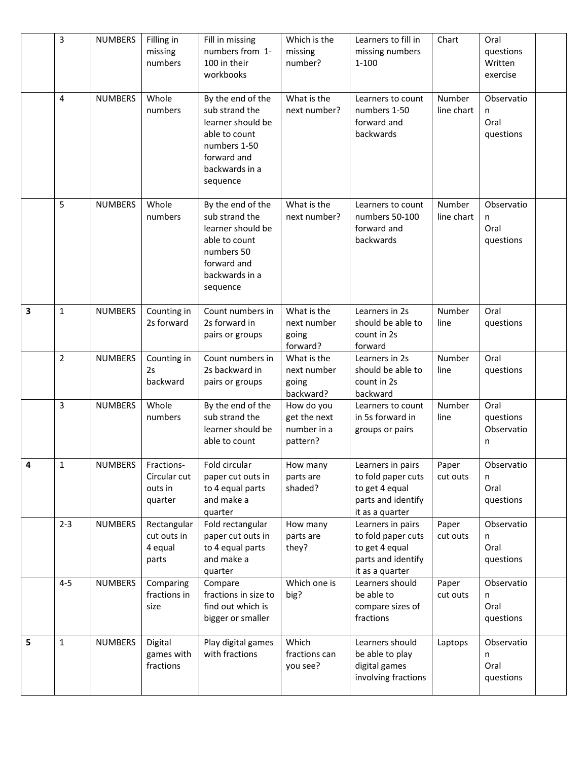|  |  |  |  |  |  |  |  |  |  |
|---|---|---|---|---|---|---|---|---|---|
|  | 3 | NUMBERS | Filling in missing numbers | Fill in missing numbers from 1-100 in their workbooks | Which is the missing number? | Learners to fill in missing numbers 1-100 | Chart | Oral questions Written exercise |  |
|  | 4 | NUMBERS | Whole numbers | By the end of the sub strand the learner should be able to count numbers 1-50 forward and backwards in a sequence | What is the next number? | Learners to count numbers 1-50 forward and backwards | Number line chart | Observation Oral questions |  |
|  | 5 | NUMBERS | Whole numbers | By the end of the sub strand the learner should be able to count numbers 50 forward and backwards in a sequence | What is the next number? | Learners to count numbers 50-100 forward and backwards | Number line chart | Observation Oral questions |  |
| **3** | 1 | NUMBERS | Counting in 2s forward | Count numbers in 2s forward in pairs or groups | What is the next number going forward? | Learners in 2s should be able to count in 2s forward | Number line | Oral questions |  |
|  | 2 | NUMBERS | Counting in 2s backward | Count numbers in 2s backward in pairs or groups | What is the next number going backward? | Learners in 2s should be able to count in 2s backward | Number line | Oral questions |  |
|  | 3 | NUMBERS | Whole numbers | By the end of the sub strand the learner should be able to count | How do you get the next number in a pattern? | Learners to count in 5s forward in groups or pairs | Number line | Oral questions Observation |  |
| **4** | 1 | NUMBERS | Fractions-Circular cut outs in quarter | Fold circular paper cut outs in to 4 equal parts and make a quarter | How many parts are shaded? | Learners in pairs to fold paper cuts to get 4 equal parts and identify it as a quarter | Paper cut outs | Observation Oral questions |  |
|  | 2-3 | NUMBERS | Rectangular cut outs in 4 equal parts | Fold rectangular paper cut outs in to 4 equal parts and make a quarter | How many parts are they? | Learners in pairs to fold paper cuts to get 4 equal parts and identify it as a quarter | Paper cut outs | Observation Oral questions |  |
|  | 4-5 | NUMBERS | Comparing fractions in size | Compare fractions in size to find out which is bigger or smaller | Which one is big? | Learners should be able to compare sizes of fractions | Paper cut outs | Observation Oral questions |  |
| **5** | 1 | NUMBERS | Digital games with fractions | Play digital games with fractions | Which fractions can you see? | Learners should be able to play digital games involving fractions | Laptops | Observation Oral questions |  |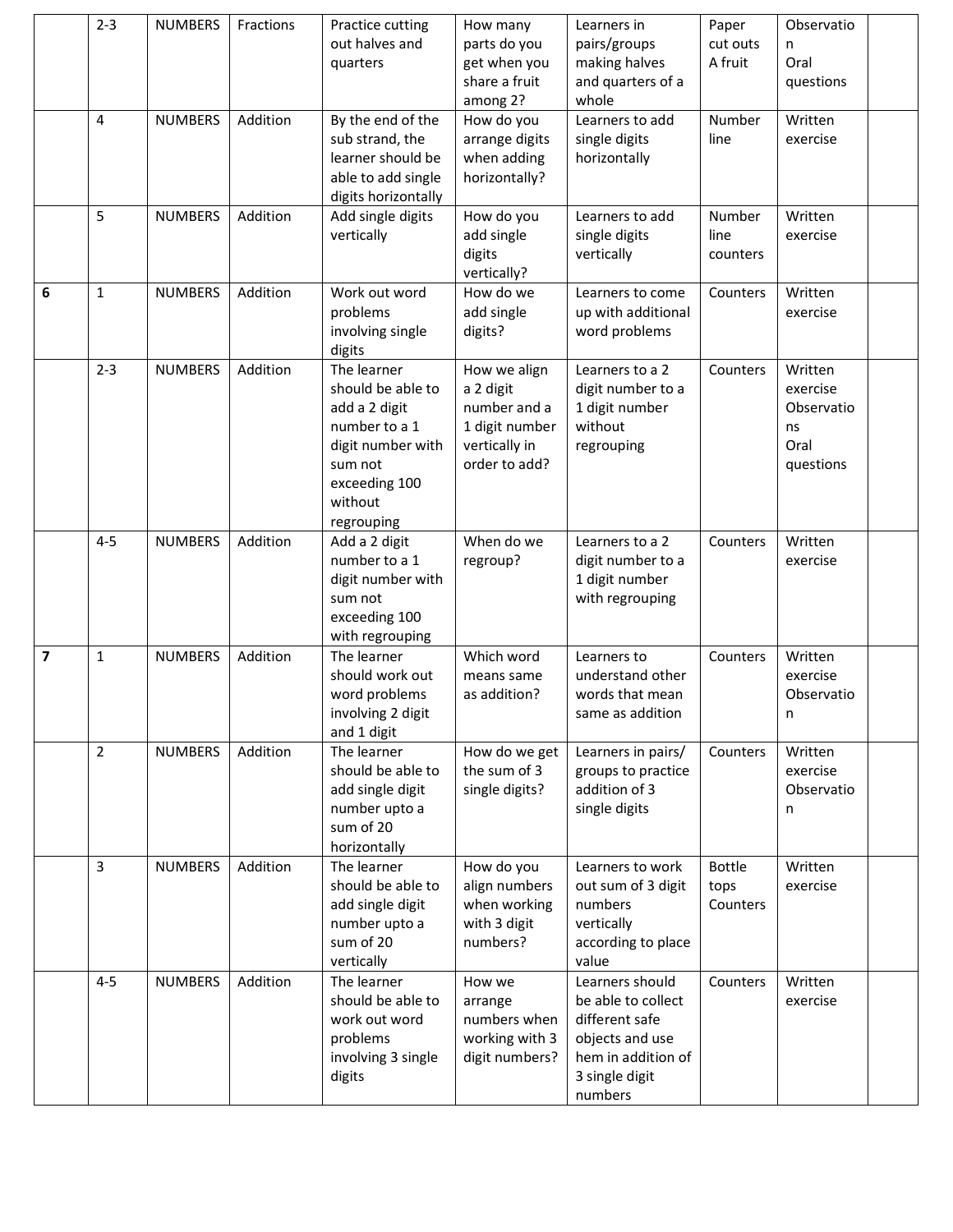| | | | | | | | | | |
|---|---|---|---|---|---|---|---|---|---|
| | 2-3 | NUMBERS | Fractions | Practice cutting out halves and quarters | How many parts do you get when you share a fruit among 2? | Learners in pairs/groups making halves and quarters of a whole | Paper cut outs A fruit | Observation Oral questions | |
| | 4 | NUMBERS | Addition | By the end of the sub strand, the learner should be able to add single digits horizontally | How do you arrange digits when adding horizontally? | Learners to add single digits horizontally | Number line | Written exercise | |
| | 5 | NUMBERS | Addition | Add single digits vertically | How do you add single digits vertically? | Learners to add single digits vertically | Number line counters | Written exercise | |
| **6** | 1 | NUMBERS | Addition | Work out word problems involving single digits | How do we add single digits? | Learners to come up with additional word problems | Counters | Written exercise | |
| | 2-3 | NUMBERS | Addition | The learner should be able to add a 2 digit number to a 1 digit number with sum not exceeding 100 without regrouping | How we align a 2 digit number and a 1 digit number vertically in order to add? | Learners to a 2 digit number to a 1 digit number without regrouping | Counters | Written exercise Observations Oral questions | |
| | 4-5 | NUMBERS | Addition | Add a 2 digit number to a 1 digit number with sum not exceeding 100 with regrouping | When do we regroup? | Learners to a 2 digit number to a 1 digit number with regrouping | Counters | Written exercise | |
| **7** | 1 | NUMBERS | Addition | The learner should work out word problems involving 2 digit and 1 digit | Which word means same as addition? | Learners to understand other words that mean same as addition | Counters | Written exercise Observation | |
| | 2 | NUMBERS | Addition | The learner should be able to add single digit number upto a sum of 20 horizontally | How do we get the sum of 3 single digits? | Learners in pairs/ groups to practice addition of 3 single digits | Counters | Written exercise Observation | |
| | 3 | NUMBERS | Addition | The learner should be able to add single digit number upto a sum of 20 vertically | How do you align numbers when working with 3 digit numbers? | Learners to work out sum of 3 digit numbers vertically according to place value | Bottle tops Counters | Written exercise | |
| | 4-5 | NUMBERS | Addition | The learner should be able to work out word problems involving 3 single digits | How we arrange numbers when working with 3 digit numbers? | Learners should be able to collect different safe objects and use hem in addition of 3 single digit numbers | Counters | Written exercise | |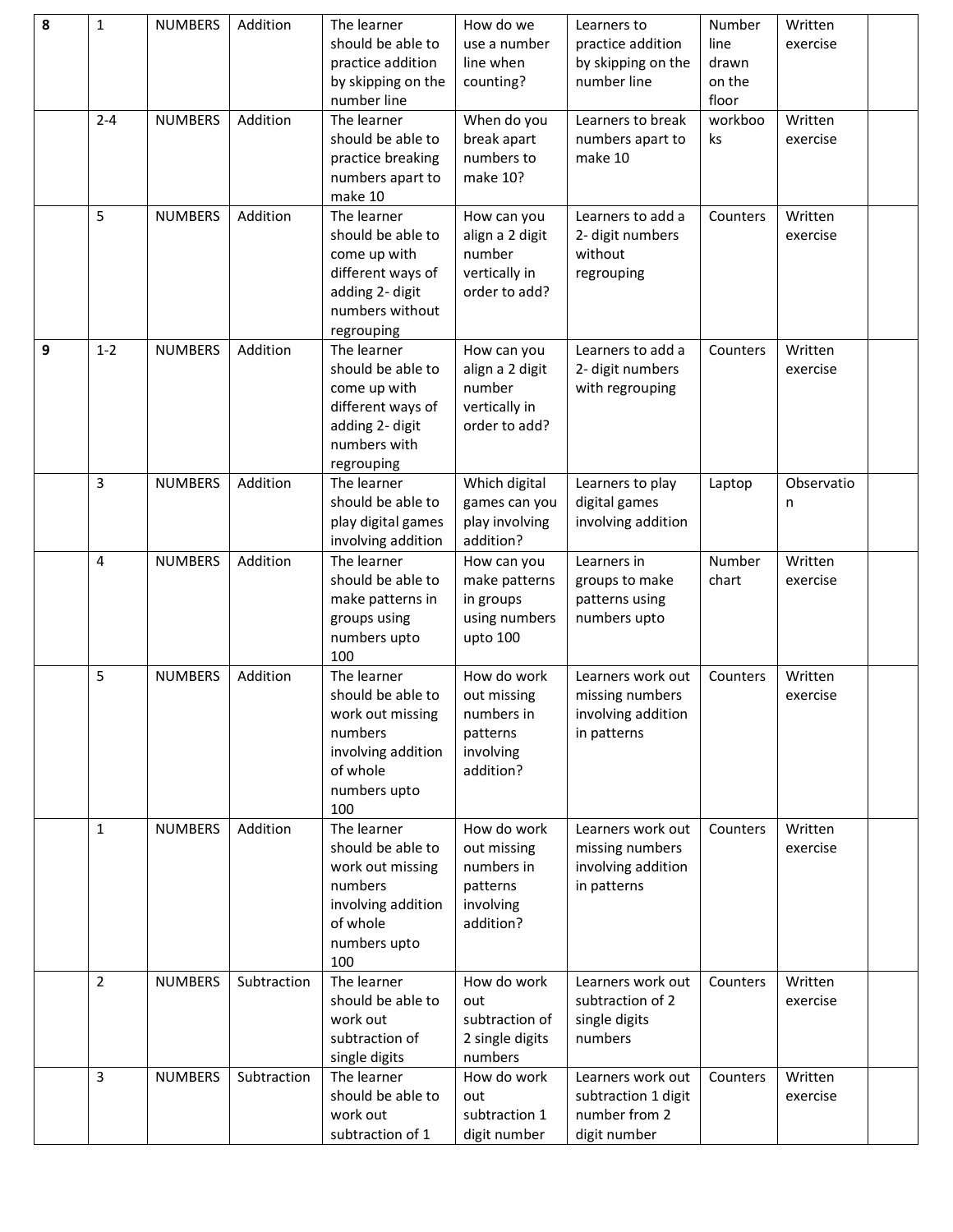| 8 | 1 | NUMBERS | Addition | The learner should be able to practice addition by skipping on the number line | How do we use a number line when counting? | Learners to practice addition by skipping on the number line | Number line drawn on the floor | Written exercise | |
|---|---|---|---|---|---|---|---|---|---|
| | 2-4 | NUMBERS | Addition | The learner should be able to practice breaking numbers apart to make 10 | When do you break apart numbers to make 10? | Learners to break numbers apart to make 10 | workbooks | Written exercise | |
| | 5 | NUMBERS | Addition | The learner should be able to come up with different ways of adding 2- digit numbers without regrouping | How can you align a 2 digit number vertically in order to add? | Learners to add a 2- digit numbers without regrouping | Counters | Written exercise | |
| 9 | 1-2 | NUMBERS | Addition | The learner should be able to come up with different ways of adding 2- digit numbers with regrouping | How can you align a 2 digit number vertically in order to add? | Learners to add a 2- digit numbers with regrouping | Counters | Written exercise | |
| | 3 | NUMBERS | Addition | The learner should be able to play digital games involving addition | Which digital games can you play involving addition? | Learners to play digital games involving addition | Laptop | Observation | |
| | 4 | NUMBERS | Addition | The learner should be able to make patterns in groups using numbers upto 100 | How can you make patterns in groups using numbers upto 100 | Learners in groups to make patterns using numbers upto | Number chart | Written exercise | |
| | 5 | NUMBERS | Addition | The learner should be able to work out missing numbers involving addition of whole numbers upto 100 | How do work out missing numbers in patterns involving addition? | Learners work out missing numbers involving addition in patterns | Counters | Written exercise | |
| | 1 | NUMBERS | Addition | The learner should be able to work out missing numbers involving addition of whole numbers upto 100 | How do work out missing numbers in patterns involving addition? | Learners work out missing numbers involving addition in patterns | Counters | Written exercise | |
| | 2 | NUMBERS | Subtraction | The learner should be able to work out subtraction of single digits | How do work out subtraction of 2 single digits numbers | Learners work out subtraction of 2 single digits numbers | Counters | Written exercise | |
| | 3 | NUMBERS | Subtraction | The learner should be able to work out subtraction of 1 | How do work out subtraction 1 digit number | Learners work out subtraction 1 digit number from 2 digit number | Counters | Written exercise | |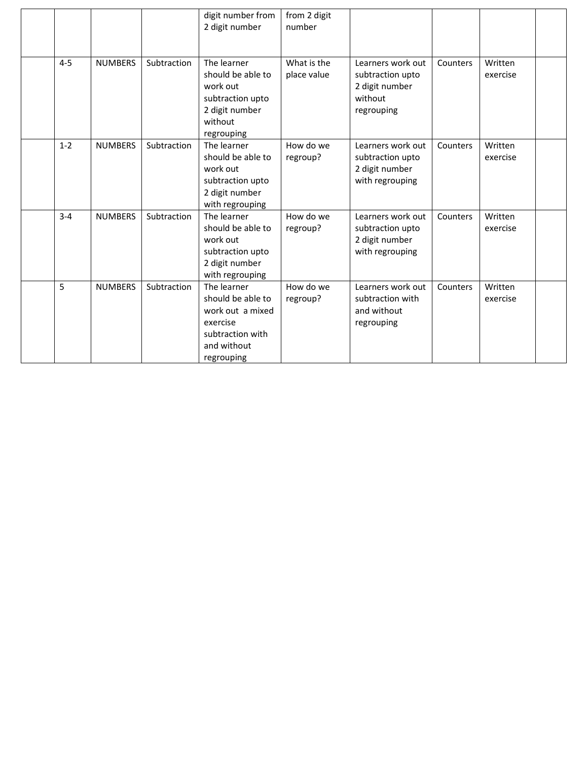| | | | | | | | | | |
|---|---|---|---|---|---|---|---|---|---|
| | | | | digit number from 2 digit number | from 2 digit number | | | | |
| | 4-5 | NUMBERS | Subtraction | The learner should be able to work out subtraction upto 2 digit number without regrouping | What is the place value | Learners work out subtraction upto 2 digit number without regrouping | Counters | Written exercise | |
| | 1-2 | NUMBERS | Subtraction | The learner should be able to work out subtraction upto 2 digit number with regrouping | How do we regroup? | Learners work out subtraction upto 2 digit number with regrouping | Counters | Written exercise | |
| | 3-4 | NUMBERS | Subtraction | The learner should be able to work out subtraction upto 2 digit number with regrouping | How do we regroup? | Learners work out subtraction upto 2 digit number with regrouping | Counters | Written exercise | |
| | 5 | NUMBERS | Subtraction | The learner should be able to work out a mixed exercise subtraction with and without regrouping | How do we regroup? | Learners work out subtraction with and without regrouping | Counters | Written exercise | |